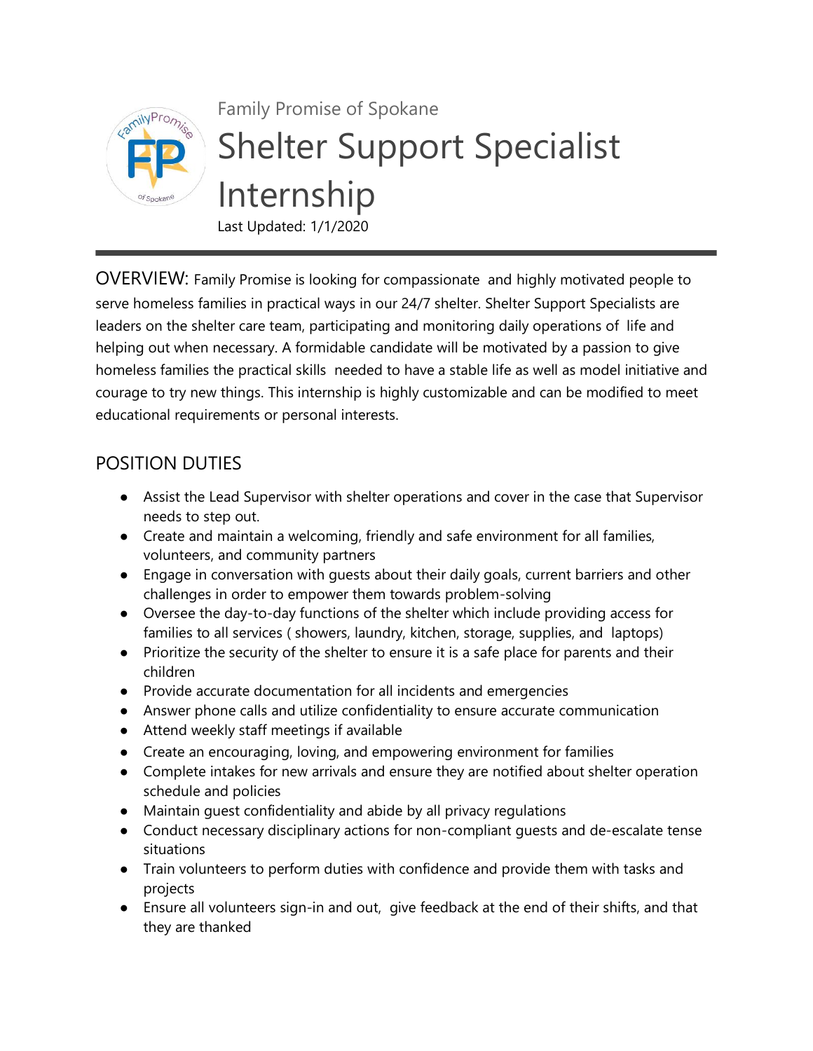Family Promise of Spokane

# Shelter Support Specialist Internship

Last Updated: 1/1/2020

OVERVIEW: Family Promise is looking for compassionate and highly motivated people to serve homeless families in practical ways in our 24/7 shelter. Shelter Support Specialists are leaders on the shelter care team, participating and monitoring daily operations of life and helping out when necessary. A formidable candidate will be motivated by a passion to give homeless families the practical skills needed to have a stable life as well as model initiative and courage to try new things. This internship is highly customizable and can be modified to meet educational requirements or personal interests.

## POSITION DUTIES

- Assist the Lead Supervisor with shelter operations and cover in the case that Supervisor needs to step out.
- Create and maintain a welcoming, friendly and safe environment for all families, volunteers, and community partners
- Engage in conversation with guests about their daily goals, current barriers and other challenges in order to empower them towards problem-solving
- Oversee the day-to-day functions of the shelter which include providing access for families to all services ( showers, laundry, kitchen, storage, supplies, and laptops)
- Prioritize the security of the shelter to ensure it is a safe place for parents and their children
- Provide accurate documentation for all incidents and emergencies
- Answer phone calls and utilize confidentiality to ensure accurate communication
- Attend weekly staff meetings if available
- Create an encouraging, loving, and empowering environment for families
- Complete intakes for new arrivals and ensure they are notified about shelter operation schedule and policies
- Maintain guest confidentiality and abide by all privacy regulations
- Conduct necessary disciplinary actions for non-compliant guests and de-escalate tense situations
- Train volunteers to perform duties with confidence and provide them with tasks and projects
- Ensure all volunteers sign-in and out, give feedback at the end of their shifts, and that they are thanked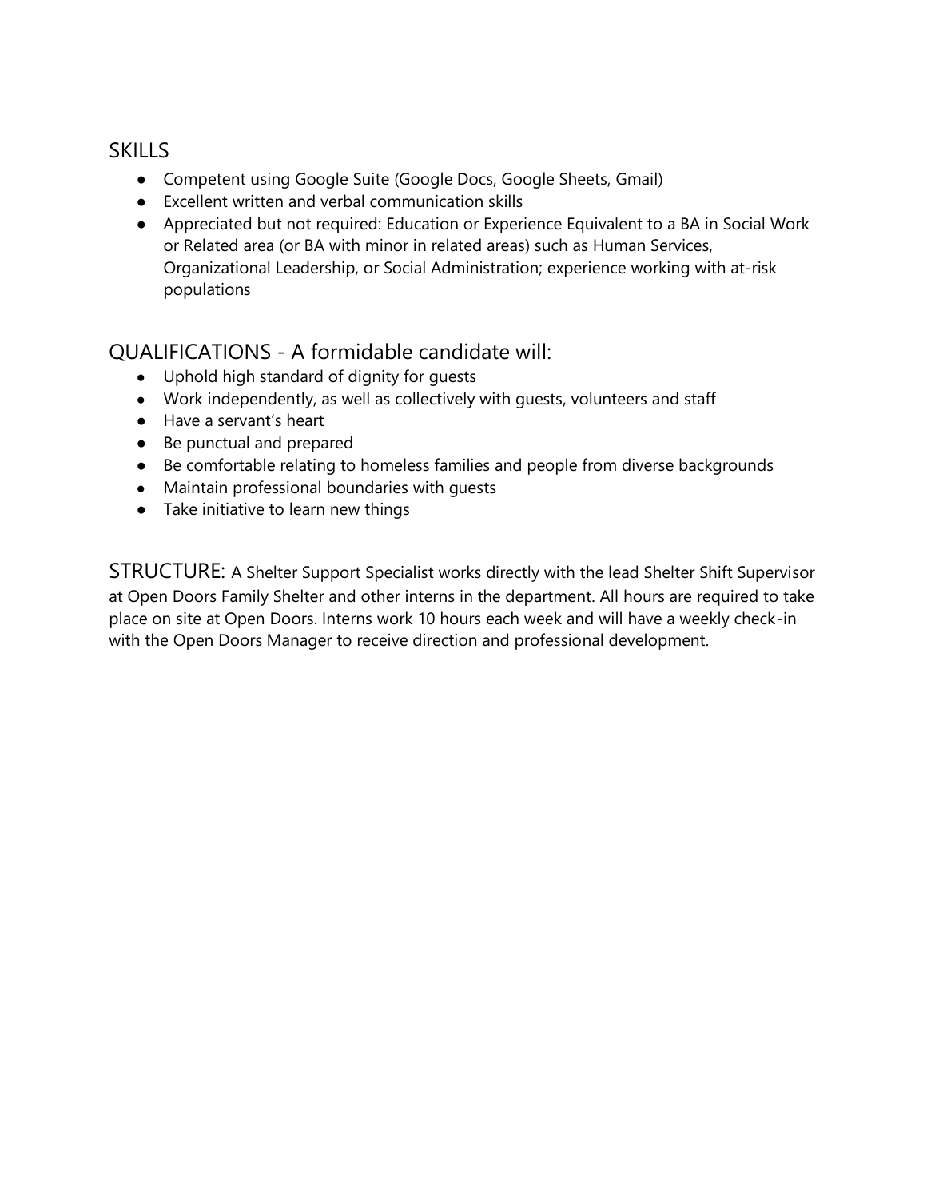## SKILLS

- Competent using Google Suite (Google Docs, Google Sheets, Gmail)
- Excellent written and verbal communication skills
- Appreciated but not required: Education or Experience Equivalent to a BA in Social Work or Related area (or BA with minor in related areas) such as Human Services, Organizational Leadership, or Social Administration; experience working with at-risk populations

## QUALIFICATIONS - A formidable candidate will:

- Uphold high standard of dignity for guests
- Work independently, as well as collectively with guests, volunteers and staff
- Have a servant's heart
- Be punctual and prepared
- Be comfortable relating to homeless families and people from diverse backgrounds
- Maintain professional boundaries with guests
- Take initiative to learn new things

## STRUCTURE:

A Shelter Support Specialist works directly with the lead Shelter Shift Supervisor at Open Doors Family Shelter and other interns in the department. All hours are required to take place on site at Open Doors. Interns work 10 hours each week and will have a weekly check-in with the Open Doors Manager to receive direction and professional development.